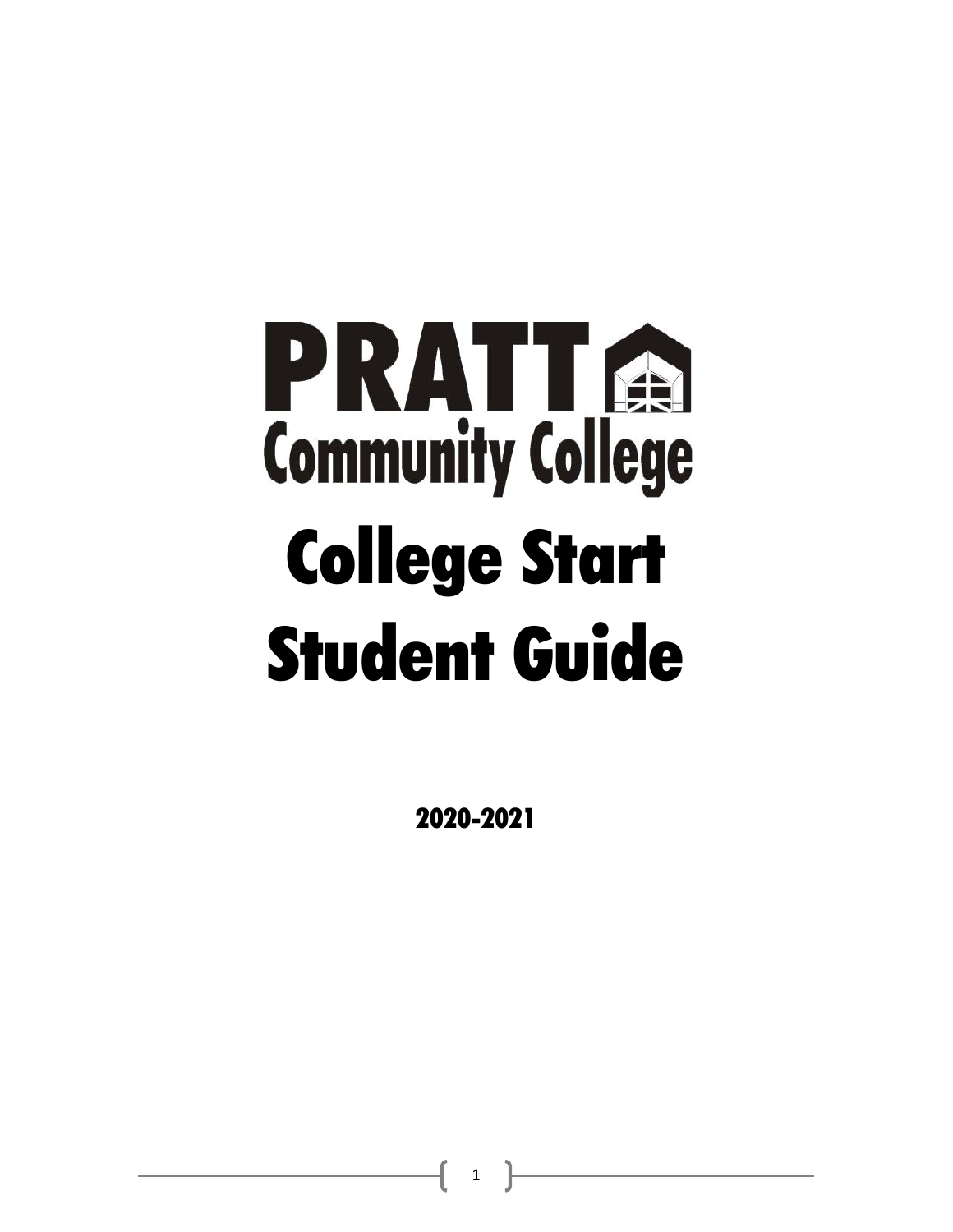# PRATT Community College

# College Start Student Guide

**2020-2021**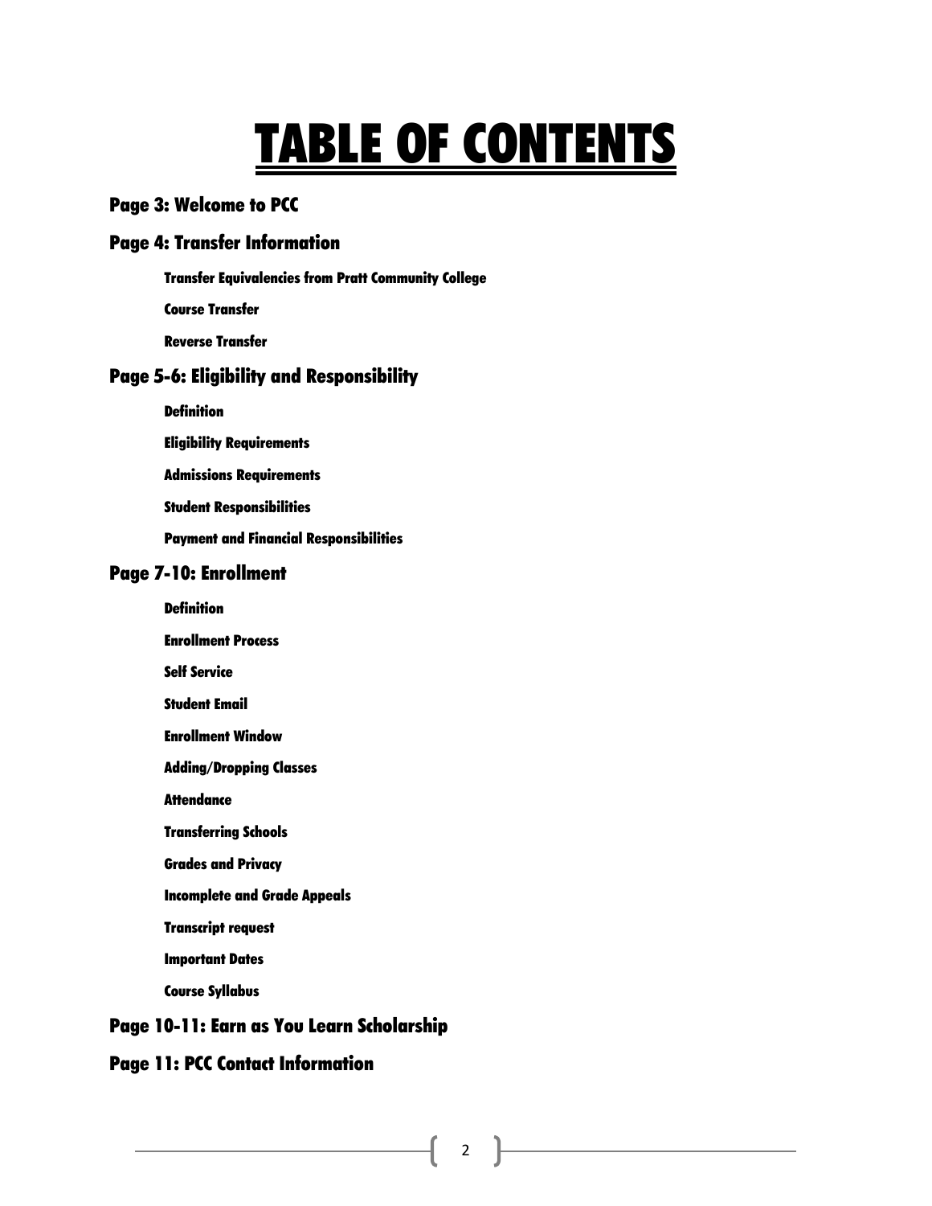# TABLE OF CONTENTS

## Page 3: Welcome to PCC

## Page 4: Transfer Information

- Transfer Equivalencies from Pratt Community College
- Course Transfer
- Reverse Transfer

## Page 5-6: Eligibility and Responsibility

- Definition
- Eligibility Requirements
- Admissions Requirements
- Student Responsibilities
- Payment and Financial Responsibilities

## Page 7-10: Enrollment

- Definition
- Enrollment Process
- Self Service
- Student Email
- Enrollment Window
- Adding/Dropping Classes
- Attendance
- Transferring Schools
- Grades and Privacy
- Incomplete and Grade Appeals
- Transcript request
- Important Dates
- Course Syllabus

## Page 10-11: Earn as You Learn Scholarship

## Page 11: PCC Contact Information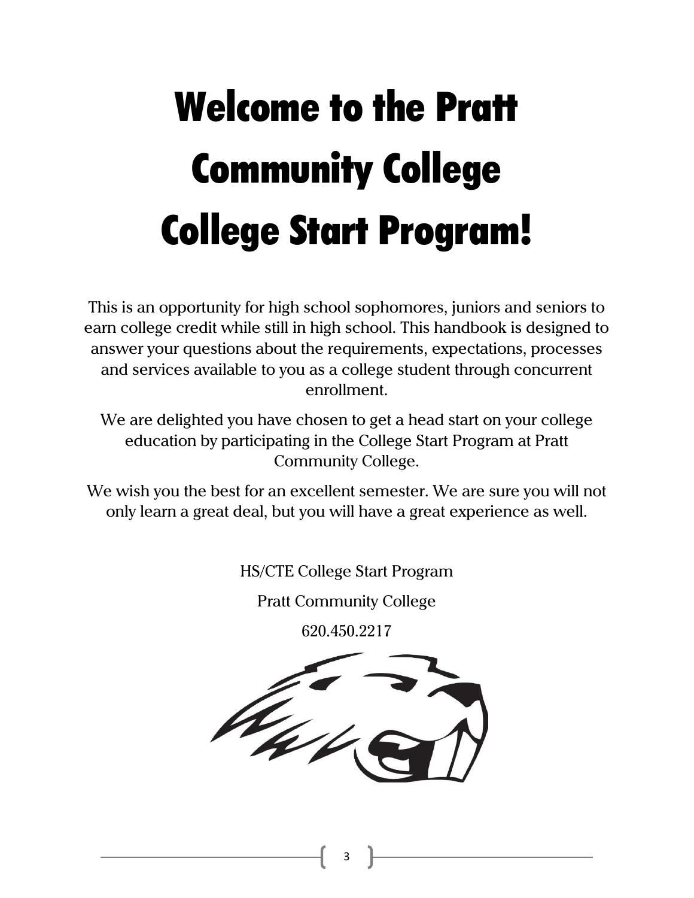# Welcome to the Pratt Community College College Start Program!

This is an opportunity for high school sophomores, juniors and seniors to earn college credit while still in high school. This handbook is designed to answer your questions about the requirements, expectations, processes and services available to you as a college student through concurrent enrollment.

We are delighted you have chosen to get a head start on your college education by participating in the College Start Program at Pratt Community College.

We wish you the best for an excellent semester. We are sure you will not only learn a great deal, but you will have a great experience as well.

HS/CTE College Start Program

Pratt Community College

620.450.2217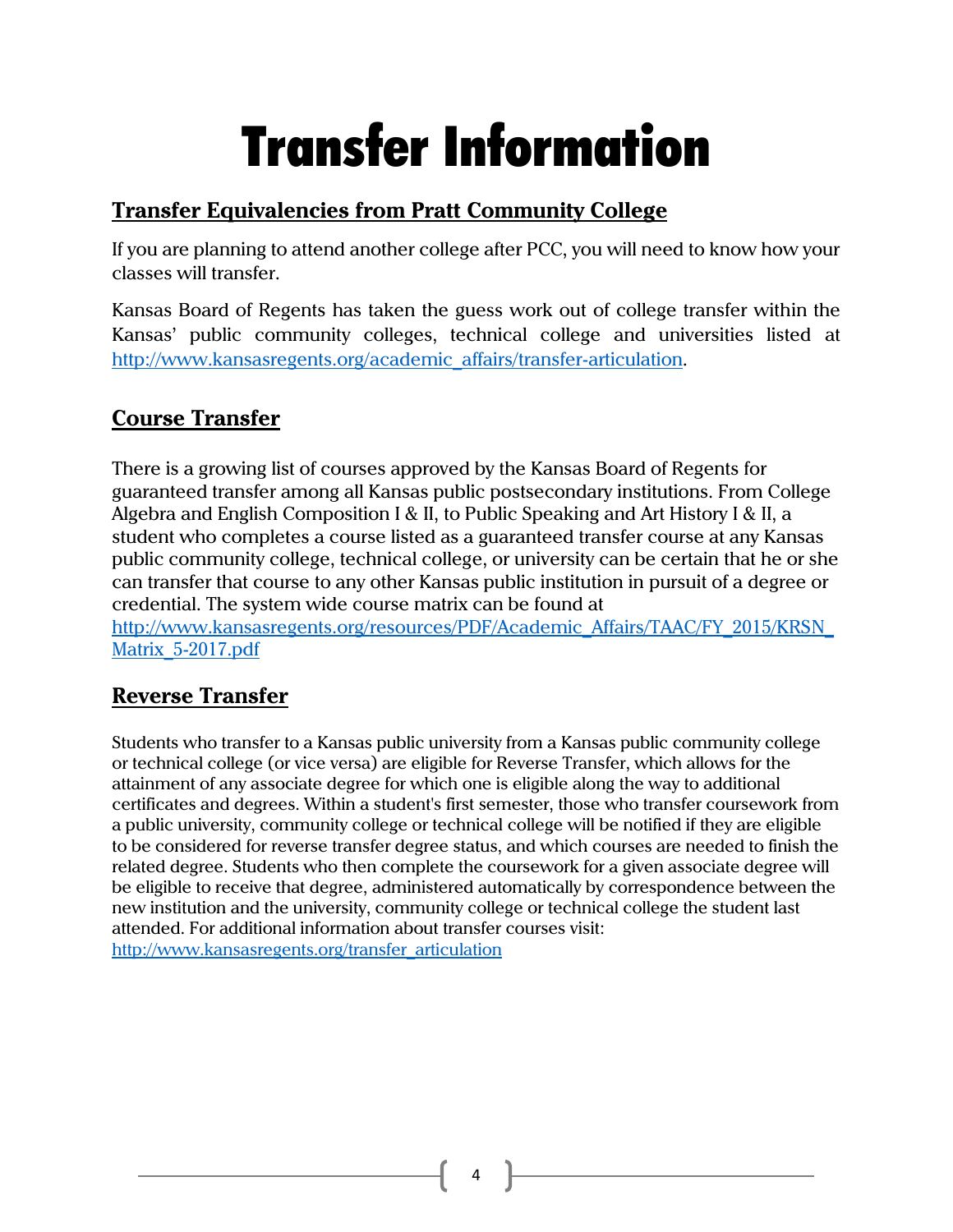# Transfer Information

## Transfer Equivalencies from Pratt Community College

If you are planning to attend another college after PCC, you will need to know how your classes will transfer.

Kansas Board of Regents has taken the guess work out of college transfer within the Kansas' public community colleges, technical college and universities listed at http://www.kansasregents.org/academic_affairs/transfer-articulation.

## Course Transfer

There is a growing list of courses approved by the Kansas Board of Regents for guaranteed transfer among all Kansas public postsecondary institutions. From College Algebra and English Composition I & II, to Public Speaking and Art History I & II, a student who completes a course listed as a guaranteed transfer course at any Kansas public community college, technical college, or university can be certain that he or she can transfer that course to any other Kansas public institution in pursuit of a degree or credential. The system wide course matrix can be found at http://www.kansasregents.org/resources/PDF/Academic_Affairs/TAAC/FY_2015/KRSN_Matrix_5-2017.pdf

## Reverse Transfer

Students who transfer to a Kansas public university from a Kansas public community college or technical college (or vice versa) are eligible for Reverse Transfer, which allows for the attainment of any associate degree for which one is eligible along the way to additional certificates and degrees. Within a student's first semester, those who transfer coursework from a public university, community college or technical college will be notified if they are eligible to be considered for reverse transfer degree status, and which courses are needed to finish the related degree. Students who then complete the coursework for a given associate degree will be eligible to receive that degree, administered automatically by correspondence between the new institution and the university, community college or technical college the student last attended. For additional information about transfer courses visit: http://www.kansasregents.org/transfer_articulation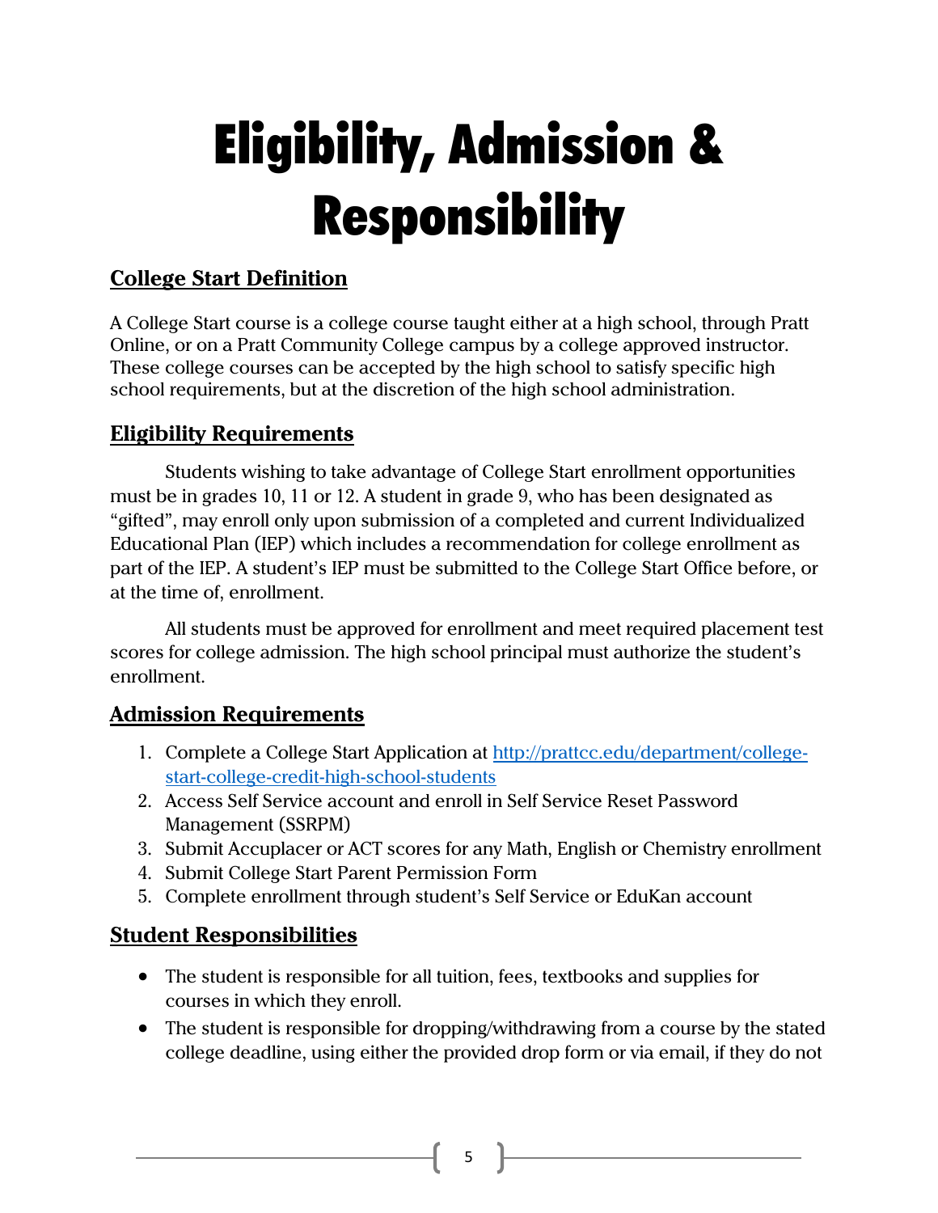# Eligibility, Admission & Responsibility

## College Start Definition

A College Start course is a college course taught either at a high school, through Pratt Online, or on a Pratt Community College campus by a college approved instructor. These college courses can be accepted by the high school to satisfy specific high school requirements, but at the discretion of the high school administration.

## Eligibility Requirements

Students wishing to take advantage of College Start enrollment opportunities must be in grades 10, 11 or 12. A student in grade 9, who has been designated as "gifted", may enroll only upon submission of a completed and current Individualized Educational Plan (IEP) which includes a recommendation for college enrollment as part of the IEP. A student's IEP must be submitted to the College Start Office before, or at the time of, enrollment.

All students must be approved for enrollment and meet required placement test scores for college admission. The high school principal must authorize the student's enrollment.

## Admission Requirements

1. Complete a College Start Application at [http://prattcc.edu/department/college-start-college-credit-high-school-students](http://prattcc.edu/department/college-start-college-credit-high-school-students)
2. Access Self Service account and enroll in Self Service Reset Password Management (SSRPM)
3. Submit Accuplacer or ACT scores for any Math, English or Chemistry enrollment
4. Submit College Start Parent Permission Form
5. Complete enrollment through student's Self Service or EduKan account

## Student Responsibilities

- The student is responsible for all tuition, fees, textbooks and supplies for courses in which they enroll.
- The student is responsible for dropping/withdrawing from a course by the stated college deadline, using either the provided drop form or via email, if they do not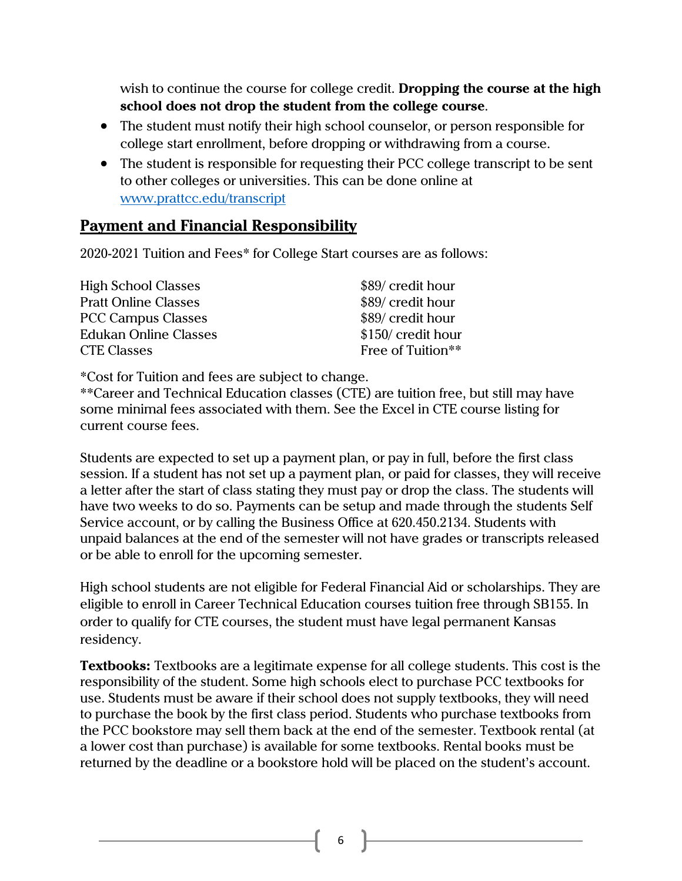wish to continue the course for college credit. **Dropping the course at the high school does not drop the student from the college course**.

- The student must notify their high school counselor, or person responsible for college start enrollment, before dropping or withdrawing from a course.
- The student is responsible for requesting their PCC college transcript to be sent to other colleges or universities. This can be done online at [www.prattcc.edu/transcript](http://www.prattcc.edu/transcript)

## Payment and Financial Responsibility

2020-2021 Tuition and Fees* for College Start courses are as follows:

| | |
|---|---|
| High School Classes | $89/ credit hour |
| Pratt Online Classes | $89/ credit hour |
| PCC Campus Classes | $89/ credit hour |
| Edukan Online Classes | $150/ credit hour |
| CTE Classes | Free of Tuition** |

*Cost for Tuition and fees are subject to change.
**Career and Technical Education classes (CTE) are tuition free, but still may have some minimal fees associated with them. See the Excel in CTE course listing for current course fees.

Students are expected to set up a payment plan, or pay in full, before the first class session. If a student has not set up a payment plan, or paid for classes, they will receive a letter after the start of class stating they must pay or drop the class. The students will have two weeks to do so. Payments can be setup and made through the students Self Service account, or by calling the Business Office at 620.450.2134. Students with unpaid balances at the end of the semester will not have grades or transcripts released or be able to enroll for the upcoming semester.

High school students are not eligible for Federal Financial Aid or scholarships. They are eligible to enroll in Career Technical Education courses tuition free through SB155. In order to qualify for CTE courses, the student must have legal permanent Kansas residency.

**Textbooks:** Textbooks are a legitimate expense for all college students. This cost is the responsibility of the student. Some high schools elect to purchase PCC textbooks for use. Students must be aware if their school does not supply textbooks, they will need to purchase the book by the first class period. Students who purchase textbooks from the PCC bookstore may sell them back at the end of the semester. Textbook rental (at a lower cost than purchase) is available for some textbooks. Rental books must be returned by the deadline or a bookstore hold will be placed on the student's account.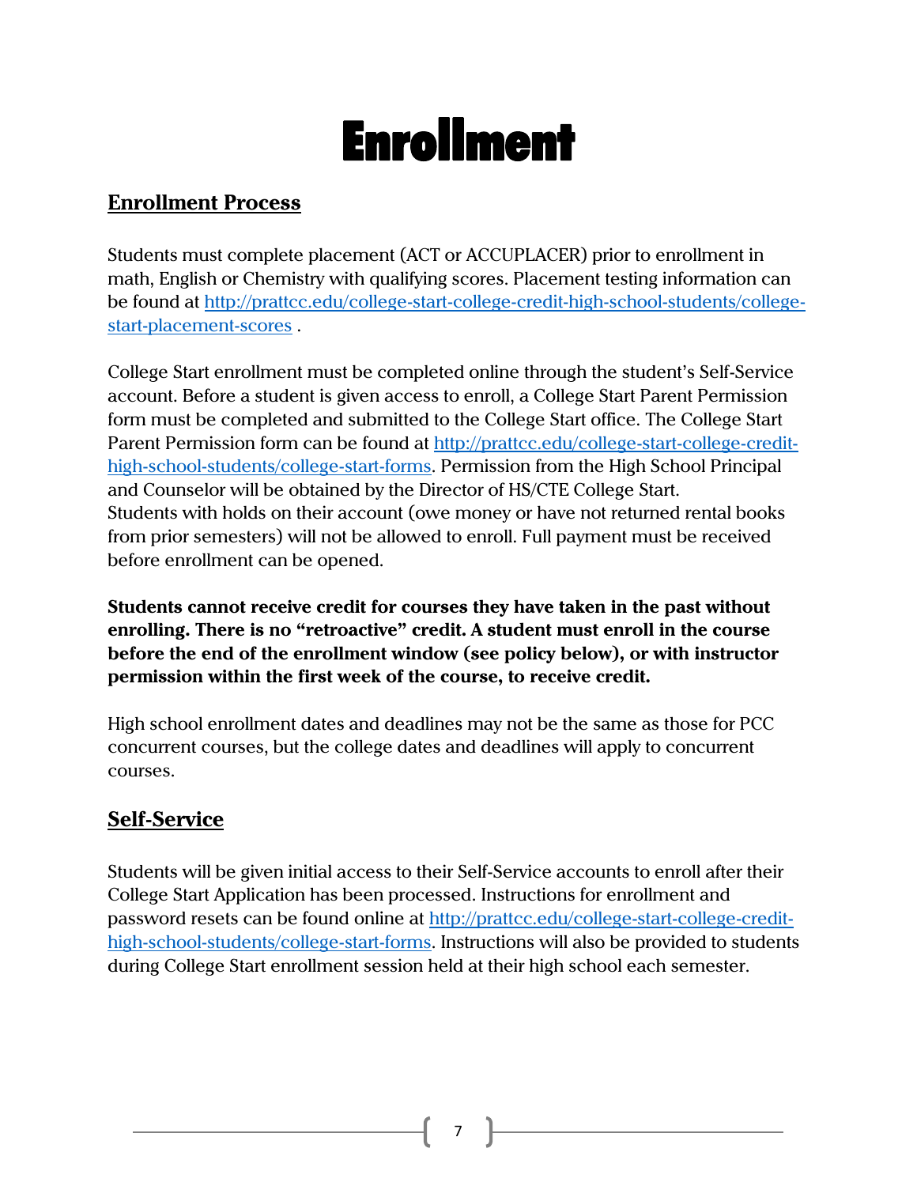# Enrollment

## Enrollment Process

Students must complete placement (ACT or ACCUPLACER) prior to enrollment in math, English or Chemistry with qualifying scores. Placement testing information can be found at [http://prattcc.edu/college-start-college-credit-high-school-students/college-start-placement-scores](http://prattcc.edu/college-start-college-credit-high-school-students/college-start-placement-scores) .

College Start enrollment must be completed online through the student's Self-Service account. Before a student is given access to enroll, a College Start Parent Permission form must be completed and submitted to the College Start office. The College Start Parent Permission form can be found at [http://prattcc.edu/college-start-college-credit-high-school-students/college-start-forms](http://prattcc.edu/college-start-college-credit-high-school-students/college-start-forms). Permission from the High School Principal and Counselor will be obtained by the Director of HS/CTE College Start.
Students with holds on their account (owe money or have not returned rental books from prior semesters) will not be allowed to enroll. Full payment must be received before enrollment can be opened.

**Students cannot receive credit for courses they have taken in the past without enrolling. There is no "retroactive" credit. A student must enroll in the course before the end of the enrollment window (see policy below), or with instructor permission within the first week of the course, to receive credit.**

High school enrollment dates and deadlines may not be the same as those for PCC concurrent courses, but the college dates and deadlines will apply to concurrent courses.

## Self-Service

Students will be given initial access to their Self-Service accounts to enroll after their College Start Application has been processed. Instructions for enrollment and password resets can be found online at [http://prattcc.edu/college-start-college-credit-high-school-students/college-start-forms](http://prattcc.edu/college-start-college-credit-high-school-students/college-start-forms). Instructions will also be provided to students during College Start enrollment session held at their high school each semester.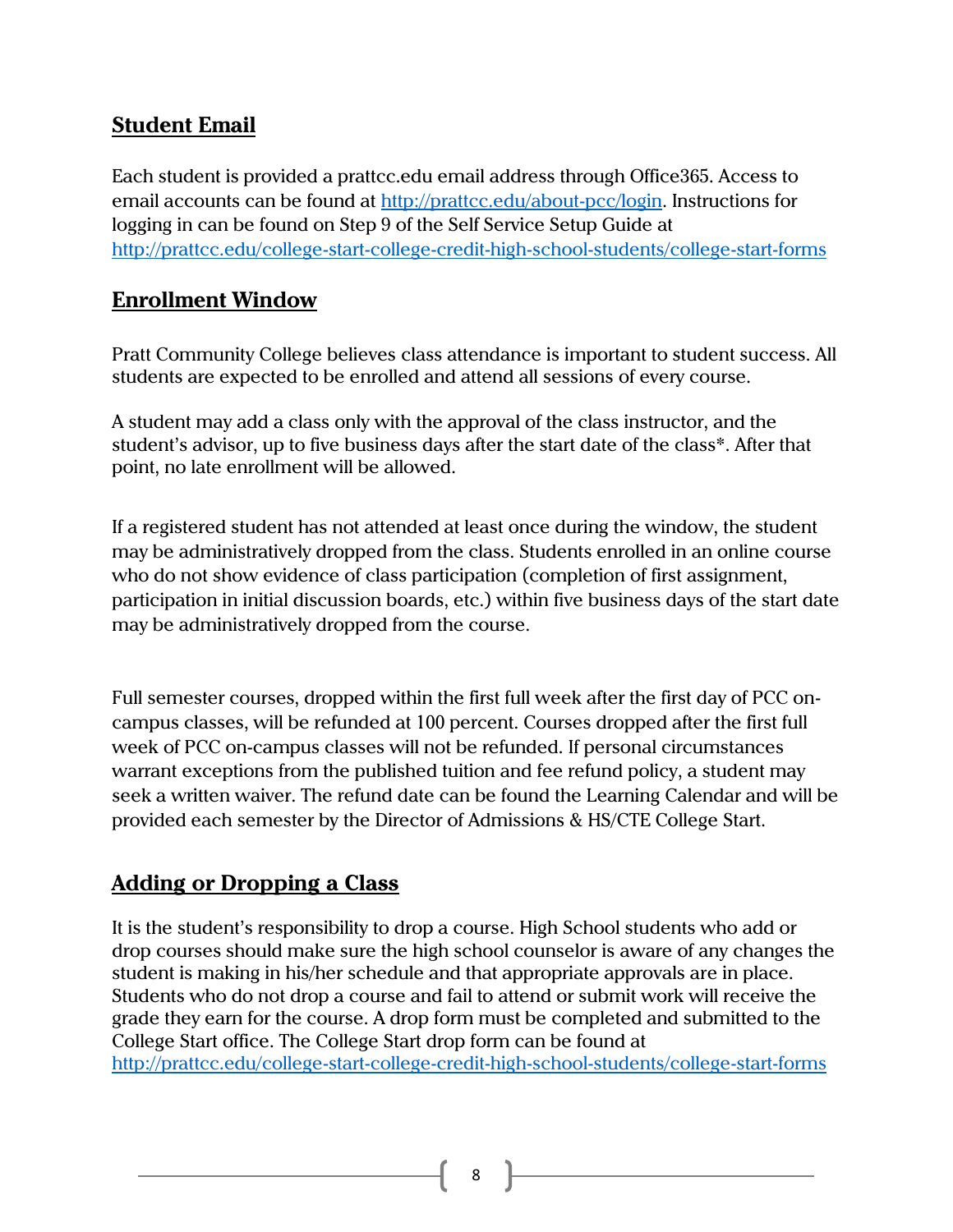## Student Email

Each student is provided a prattcc.edu email address through Office365. Access to email accounts can be found at http://prattcc.edu/about-pcc/login. Instructions for logging in can be found on Step 9 of the Self Service Setup Guide at http://prattcc.edu/college-start-college-credit-high-school-students/college-start-forms

## Enrollment Window

Pratt Community College believes class attendance is important to student success. All students are expected to be enrolled and attend all sessions of every course.

A student may add a class only with the approval of the class instructor, and the student's advisor, up to five business days after the start date of the class*. After that point, no late enrollment will be allowed.

If a registered student has not attended at least once during the window, the student may be administratively dropped from the class. Students enrolled in an online course who do not show evidence of class participation (completion of first assignment, participation in initial discussion boards, etc.) within five business days of the start date may be administratively dropped from the course.

Full semester courses, dropped within the first full week after the first day of PCC on-campus classes, will be refunded at 100 percent. Courses dropped after the first full week of PCC on-campus classes will not be refunded. If personal circumstances warrant exceptions from the published tuition and fee refund policy, a student may seek a written waiver. The refund date can be found the Learning Calendar and will be provided each semester by the Director of Admissions & HS/CTE College Start.

## Adding or Dropping a Class

It is the student's responsibility to drop a course. High School students who add or drop courses should make sure the high school counselor is aware of any changes the student is making in his/her schedule and that appropriate approvals are in place. Students who do not drop a course and fail to attend or submit work will receive the grade they earn for the course. A drop form must be completed and submitted to the College Start office. The College Start drop form can be found at http://prattcc.edu/college-start-college-credit-high-school-students/college-start-forms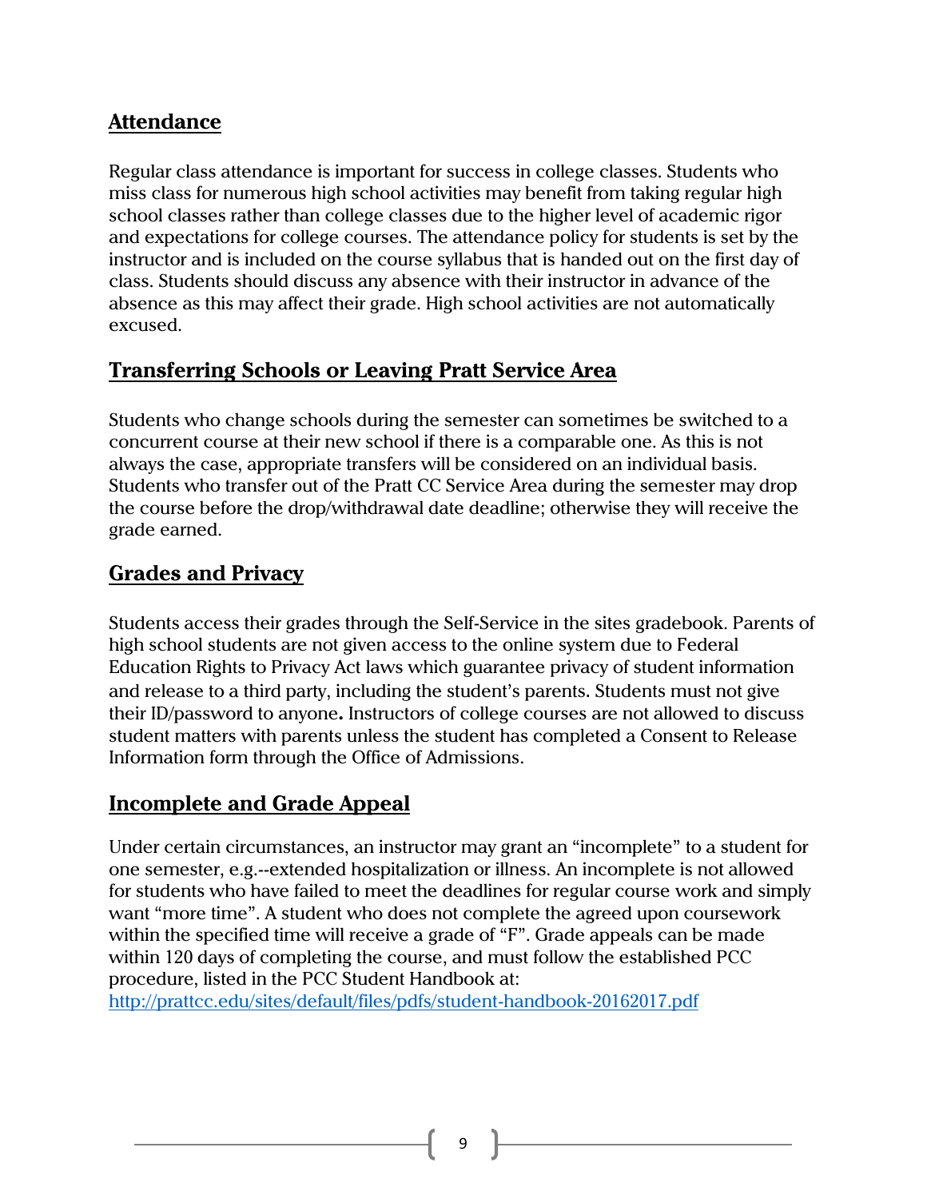## Attendance

Regular class attendance is important for success in college classes. Students who miss class for numerous high school activities may benefit from taking regular high school classes rather than college classes due to the higher level of academic rigor and expectations for college courses. The attendance policy for students is set by the instructor and is included on the course syllabus that is handed out on the first day of class. Students should discuss any absence with their instructor in advance of the absence as this may affect their grade. High school activities are not automatically excused.

## Transferring Schools or Leaving Pratt Service Area

Students who change schools during the semester can sometimes be switched to a concurrent course at their new school if there is a comparable one. As this is not always the case, appropriate transfers will be considered on an individual basis. Students who transfer out of the Pratt CC Service Area during the semester may drop the course before the drop/withdrawal date deadline; otherwise they will receive the grade earned.

## Grades and Privacy

Students access their grades through the Self-Service in the sites gradebook. Parents of high school students are not given access to the online system due to Federal Education Rights to Privacy Act laws which guarantee privacy of student information and release to a third party, including the student's parents. Students must not give their ID/password to anyone**.** Instructors of college courses are not allowed to discuss student matters with parents unless the student has completed a Consent to Release Information form through the Office of Admissions.

## Incomplete and Grade Appeal

Under certain circumstances, an instructor may grant an "incomplete" to a student for one semester, e.g.--extended hospitalization or illness. An incomplete is not allowed for students who have failed to meet the deadlines for regular course work and simply want "more time". A student who does not complete the agreed upon coursework within the specified time will receive a grade of "F". Grade appeals can be made within 120 days of completing the course, and must follow the established PCC procedure, listed in the PCC Student Handbook at: [http://prattcc.edu/sites/default/files/pdfs/student-handbook-20162017.pdf](http://prattcc.edu/sites/default/files/pdfs/student-handbook-20162017.pdf)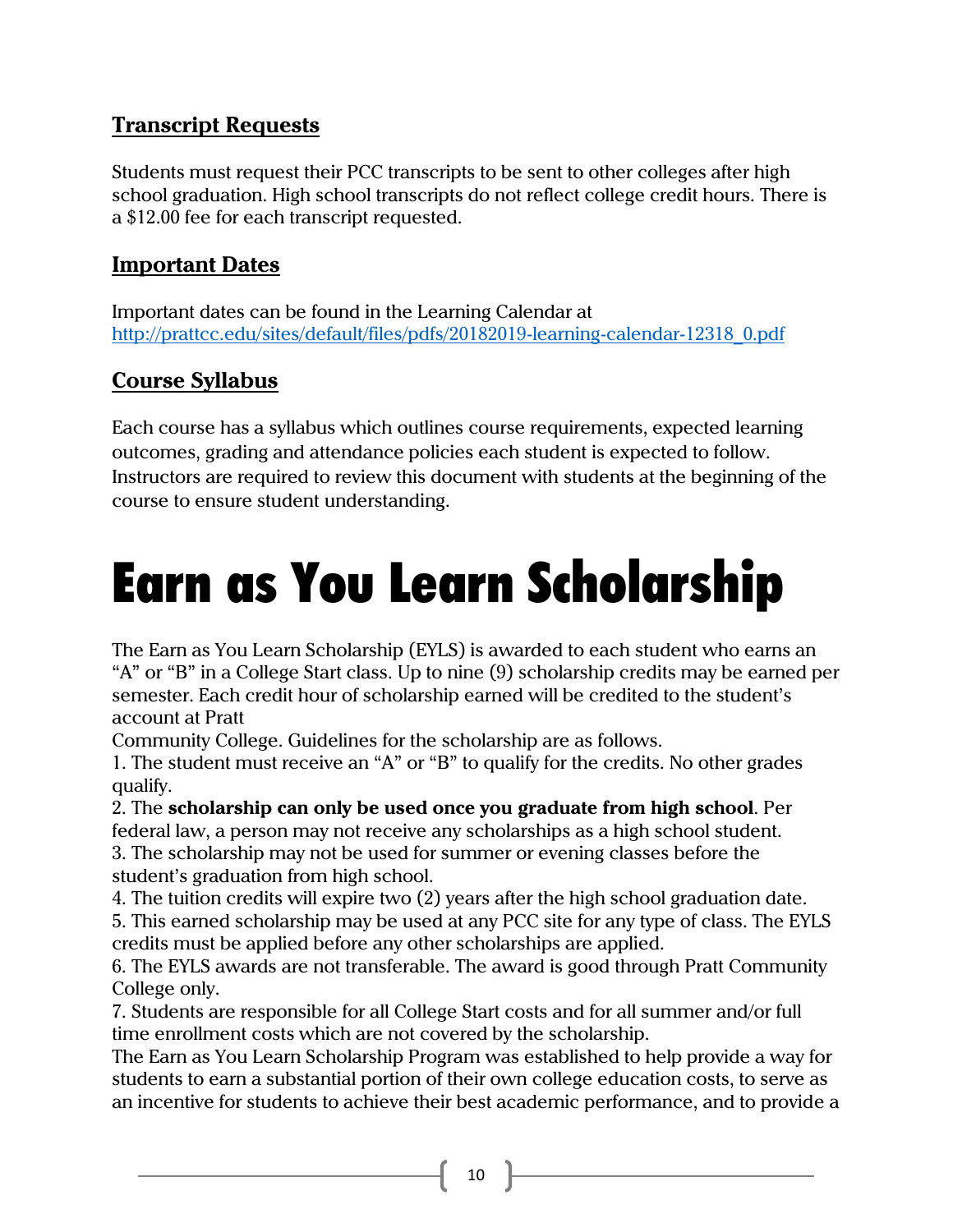## Transcript Requests

Students must request their PCC transcripts to be sent to other colleges after high school graduation. High school transcripts do not reflect college credit hours. There is a $12.00 fee for each transcript requested.

## Important Dates

Important dates can be found in the Learning Calendar at http://prattcc.edu/sites/default/files/pdfs/20182019-learning-calendar-12318_0.pdf

## Course Syllabus

Each course has a syllabus which outlines course requirements, expected learning outcomes, grading and attendance policies each student is expected to follow. Instructors are required to review this document with students at the beginning of the course to ensure student understanding.

# Earn as You Learn Scholarship

The Earn as You Learn Scholarship (EYLS) is awarded to each student who earns an "A" or "B" in a College Start class. Up to nine (9) scholarship credits may be earned per semester. Each credit hour of scholarship earned will be credited to the student's account at Pratt Community College. Guidelines for the scholarship are as follows.

1. The student must receive an "A" or "B" to qualify for the credits. No other grades qualify.
2. The **scholarship can only be used once you graduate from high school**. Per federal law, a person may not receive any scholarships as a high school student.
3. The scholarship may not be used for summer or evening classes before the student's graduation from high school.
4. The tuition credits will expire two (2) years after the high school graduation date.
5. This earned scholarship may be used at any PCC site for any type of class. The EYLS credits must be applied before any other scholarships are applied.
6. The EYLS awards are not transferable. The award is good through Pratt Community College only.
7. Students are responsible for all College Start costs and for all summer and/or full time enrollment costs which are not covered by the scholarship.

The Earn as You Learn Scholarship Program was established to help provide a way for students to earn a substantial portion of their own college education costs, to serve as an incentive for students to achieve their best academic performance, and to provide a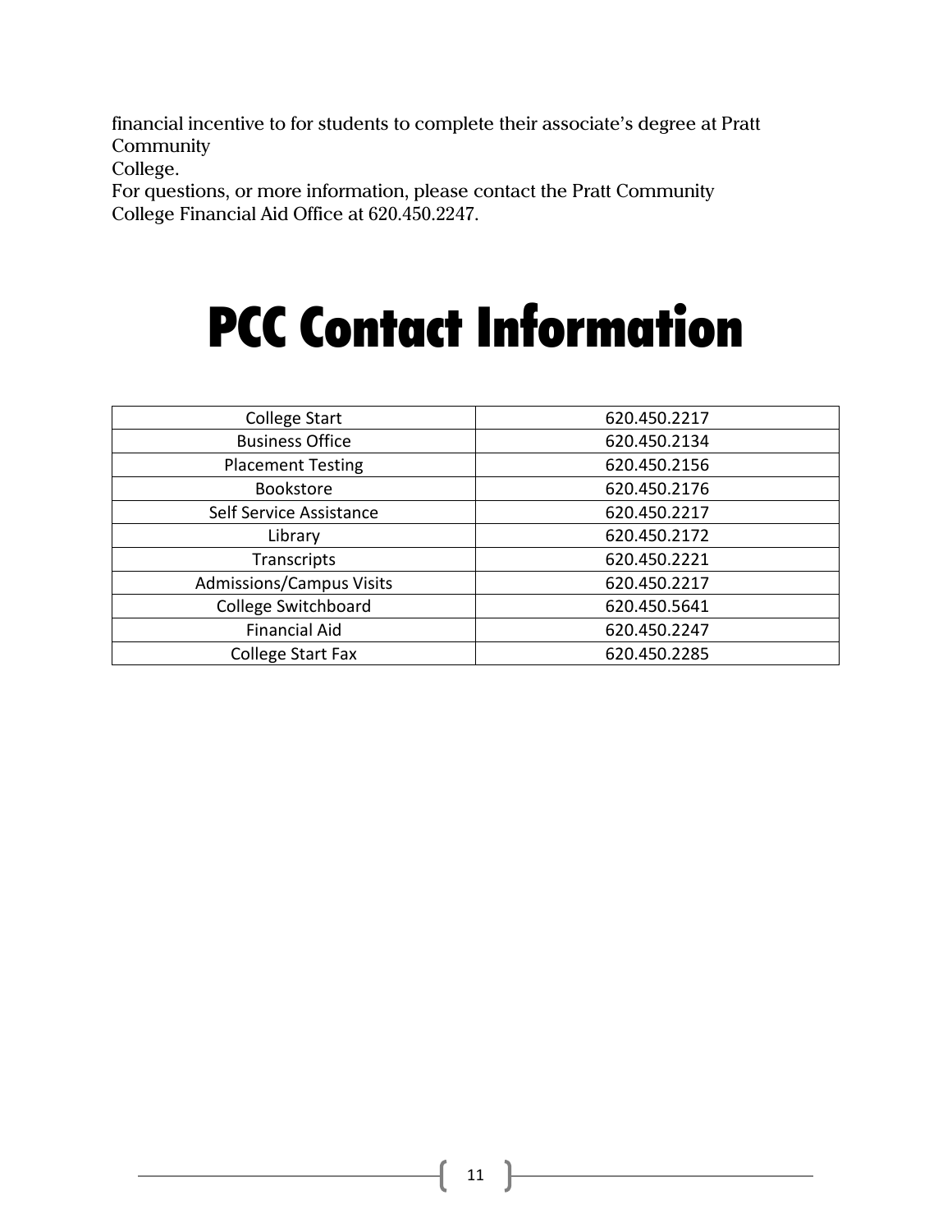financial incentive to for students to complete their associate's degree at Pratt Community College.

For questions, or more information, please contact the Pratt Community College Financial Aid Office at 620.450.2247.

# PCC Contact Information

| | |
|---|---|
| College Start | 620.450.2217 |
| Business Office | 620.450.2134 |
| Placement Testing | 620.450.2156 |
| Bookstore | 620.450.2176 |
| Self Service Assistance | 620.450.2217 |
| Library | 620.450.2172 |
| Transcripts | 620.450.2221 |
| Admissions/Campus Visits | 620.450.2217 |
| College Switchboard | 620.450.5641 |
| Financial Aid | 620.450.2247 |
| College Start Fax | 620.450.2285 |